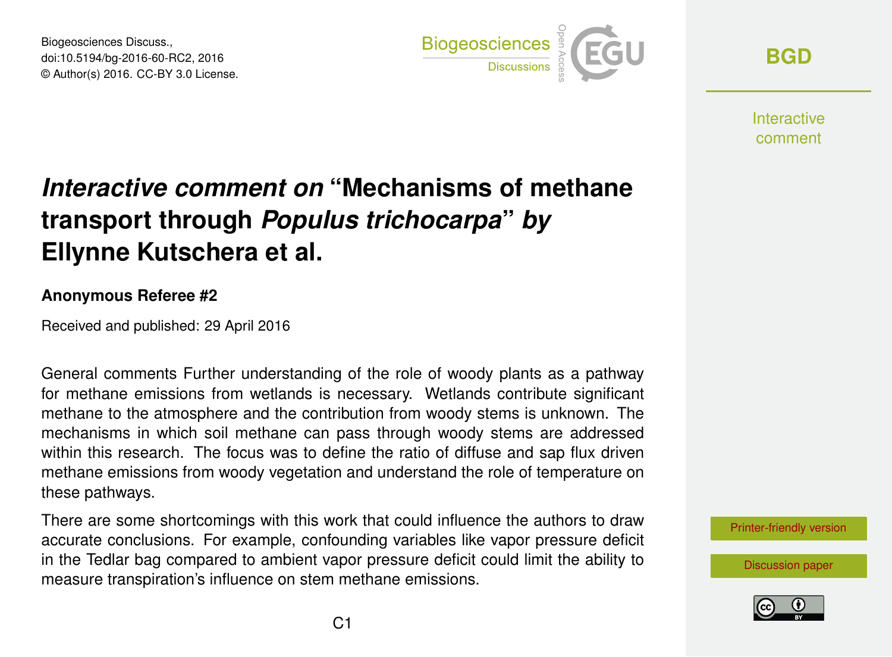# *Interactive comment on* "Mechanisms of methane transport through *Populus trichocarpa*" *by* Ellynne Kutschera et al.

**Anonymous Referee #2**

Received and published: 29 April 2016

General comments Further understanding of the role of woody plants as a pathway for methane emissions from wetlands is necessary. Wetlands contribute significant methane to the atmosphere and the contribution from woody stems is unknown. The mechanisms in which soil methane can pass through woody stems are addressed within this research. The focus was to define the ratio of diffuse and sap flux driven methane emissions from woody vegetation and understand the role of temperature on these pathways.

There are some shortcomings with this work that could influence the authors to draw accurate conclusions. For example, confounding variables like vapor pressure deficit in the Tedlar bag compared to ambient vapor pressure deficit could limit the ability to measure transpiration's influence on stem methane emissions.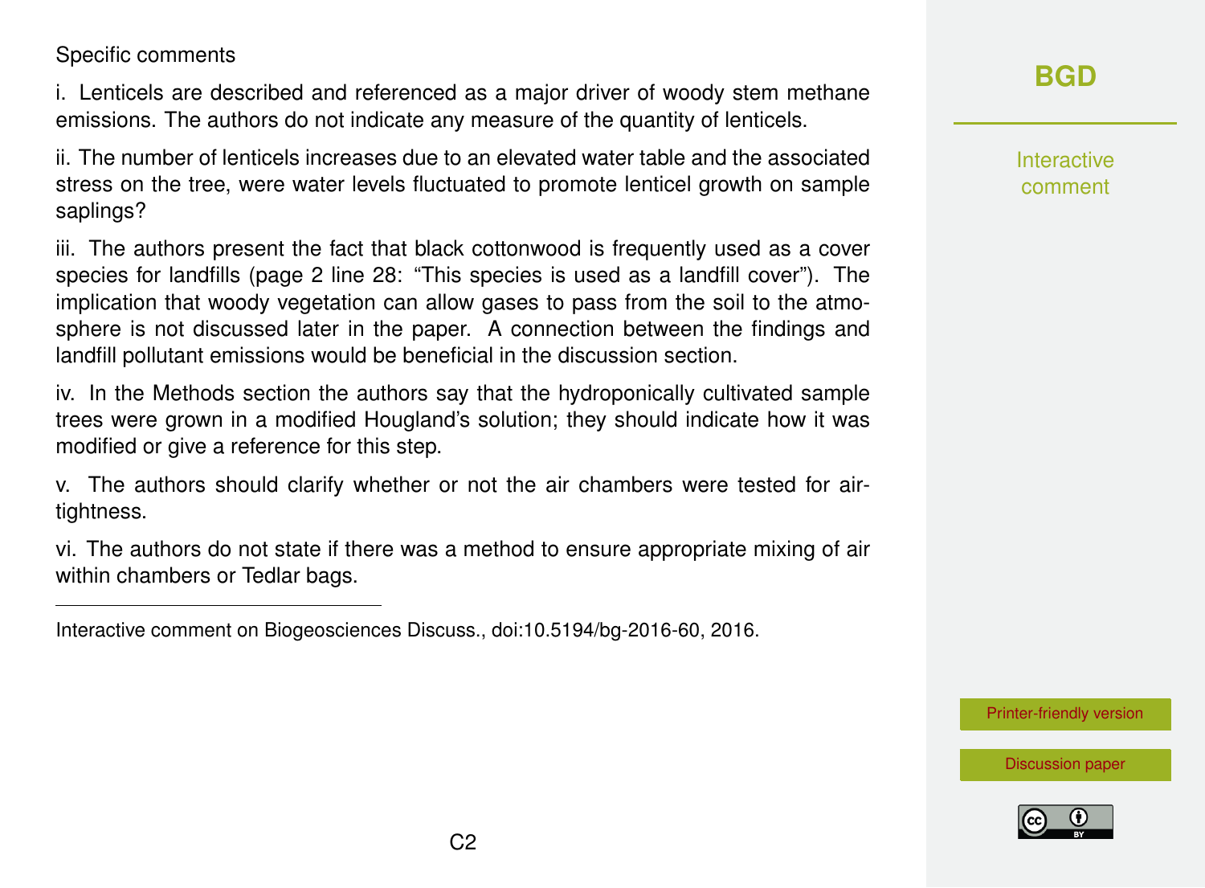Specific comments

i. Lenticels are described and referenced as a major driver of woody stem methane emissions. The authors do not indicate any measure of the quantity of lenticels.

ii. The number of lenticels increases due to an elevated water table and the associated stress on the tree, were water levels fluctuated to promote lenticel growth on sample saplings?

iii. The authors present the fact that black cottonwood is frequently used as a cover species for landfills (page 2 line 28: "This species is used as a landfill cover"). The implication that woody vegetation can allow gases to pass from the soil to the atmosphere is not discussed later in the paper. A connection between the findings and landfill pollutant emissions would be beneficial in the discussion section.

iv. In the Methods section the authors say that the hydroponically cultivated sample trees were grown in a modified Hougland's solution; they should indicate how it was modified or give a reference for this step.

v. The authors should clarify whether or not the air chambers were tested for air-tightness.

vi. The authors do not state if there was a method to ensure appropriate mixing of air within chambers or Tedlar bags.

---

Interactive comment on Biogeosciences Discuss., doi:10.5194/bg-2016-60, 2016.